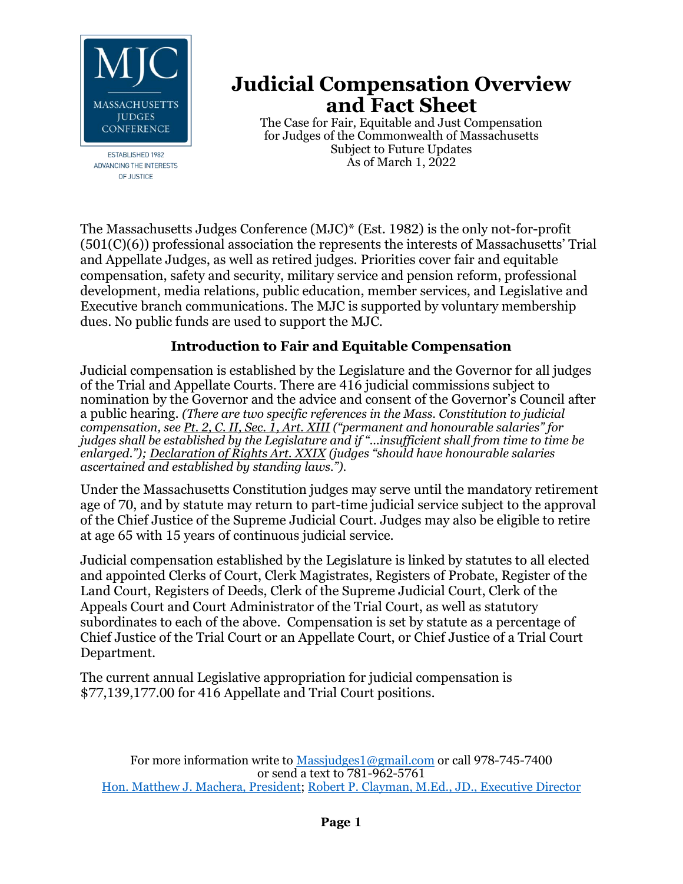MJC

MASSACHUSETTS JUDGES CONFERENCE

ESTABLISHED 1982
ADVANCING THE INTERESTS OF JUSTICE

# Judicial Compensation Overview and Fact Sheet

The Case for Fair, Equitable and Just Compensation
for Judges of the Commonwealth of Massachusetts
Subject to Future Updates
As of March 1, 2022

The Massachusetts Judges Conference (MJC)* (Est. 1982) is the only not-for-profit (501(C)(6)) professional association the represents the interests of Massachusetts' Trial and Appellate Judges, as well as retired judges. Priorities cover fair and equitable compensation, safety and security, military service and pension reform, professional development, media relations, public education, member services, and Legislative and Executive branch communications. The MJC is supported by voluntary membership dues. No public funds are used to support the MJC.

## Introduction to Fair and Equitable Compensation

Judicial compensation is established by the Legislature and the Governor for all judges of the Trial and Appellate Courts. There are 416 judicial commissions subject to nomination by the Governor and the advice and consent of the Governor's Council after a public hearing. *(There are two specific references in the Mass. Constitution to judicial compensation, see Pt. 2, C. II, Sec. 1, Art. XIII ("permanent and honourable salaries" for judges shall be established by the Legislature and if "...insufficient shall from time to time be enlarged."); Declaration of Rights Art. XXIX (judges "should have honourable salaries ascertained and established by standing laws.").*

Under the Massachusetts Constitution judges may serve until the mandatory retirement age of 70, and by statute may return to part-time judicial service subject to the approval of the Chief Justice of the Supreme Judicial Court. Judges may also be eligible to retire at age 65 with 15 years of continuous judicial service.

Judicial compensation established by the Legislature is linked by statutes to all elected and appointed Clerks of Court, Clerk Magistrates, Registers of Probate, Register of the Land Court, Registers of Deeds, Clerk of the Supreme Judicial Court, Clerk of the Appeals Court and Court Administrator of the Trial Court, as well as statutory subordinates to each of the above. Compensation is set by statute as a percentage of Chief Justice of the Trial Court or an Appellate Court, or Chief Justice of a Trial Court Department.

The current annual Legislative appropriation for judicial compensation is $77,139,177.00 for 416 Appellate and Trial Court positions.

For more information write to Massjudges1@gmail.com or call 978-745-7400
or send a text to 781-962-5761
Hon. Matthew J. Machera, President; Robert P. Clayman, M.Ed., JD., Executive Director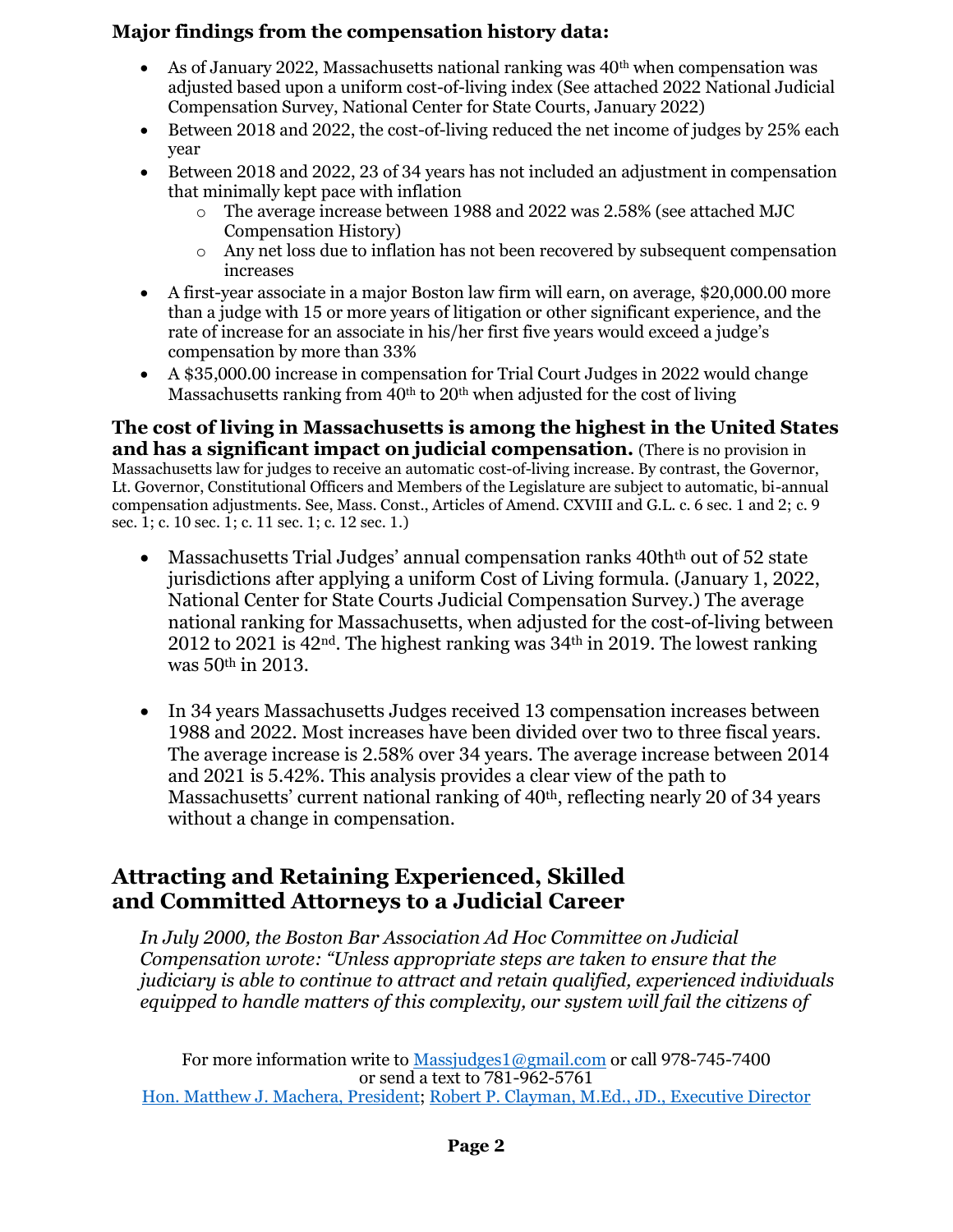**Major findings from the compensation history data:**

- As of January 2022, Massachusetts national ranking was 40th when compensation was adjusted based upon a uniform cost-of-living index (See attached 2022 National Judicial Compensation Survey, National Center for State Courts, January 2022)
- Between 2018 and 2022, the cost-of-living reduced the net income of judges by 25% each year
- Between 2018 and 2022, 23 of 34 years has not included an adjustment in compensation that minimally kept pace with inflation
  - The average increase between 1988 and 2022 was 2.58% (see attached MJC Compensation History)
  - Any net loss due to inflation has not been recovered by subsequent compensation increases
- A first-year associate in a major Boston law firm will earn, on average, $20,000.00 more than a judge with 15 or more years of litigation or other significant experience, and the rate of increase for an associate in his/her first five years would exceed a judge's compensation by more than 33%
- A $35,000.00 increase in compensation for Trial Court Judges in 2022 would change Massachusetts ranking from 40th to 20th when adjusted for the cost of living

**The cost of living in Massachusetts is among the highest in the United States and has a significant impact on judicial compensation.** (There is no provision in Massachusetts law for judges to receive an automatic cost-of-living increase. By contrast, the Governor, Lt. Governor, Constitutional Officers and Members of the Legislature are subject to automatic, bi-annual compensation adjustments. See, Mass. Const., Articles of Amend. CXVIII and G.L. c. 6 sec. 1 and 2; c. 9 sec. 1; c. 10 sec. 1; c. 11 sec. 1; c. 12 sec. 1.)

- Massachusetts Trial Judges' annual compensation ranks 40thth out of 52 state jurisdictions after applying a uniform Cost of Living formula. (January 1, 2022, National Center for State Courts Judicial Compensation Survey.) The average national ranking for Massachusetts, when adjusted for the cost-of-living between 2012 to 2021 is 42nd. The highest ranking was 34th in 2019. The lowest ranking was 50th in 2013.

- In 34 years Massachusetts Judges received 13 compensation increases between 1988 and 2022. Most increases have been divided over two to three fiscal years. The average increase is 2.58% over 34 years. The average increase between 2014 and 2021 is 5.42%. This analysis provides a clear view of the path to Massachusetts' current national ranking of 40th, reflecting nearly 20 of 34 years without a change in compensation.

## Attracting and Retaining Experienced, Skilled and Committed Attorneys to a Judicial Career

*In July 2000, the Boston Bar Association Ad Hoc Committee on Judicial Compensation wrote: "Unless appropriate steps are taken to ensure that the judiciary is able to continue to attract and retain qualified, experienced individuals equipped to handle matters of this complexity, our system will fail the citizens of*

For more information write to Massjudges1@gmail.com or call 978-745-7400
or send a text to 781-962-5761
Hon. Matthew J. Machera, President; Robert P. Clayman, M.Ed., JD., Executive Director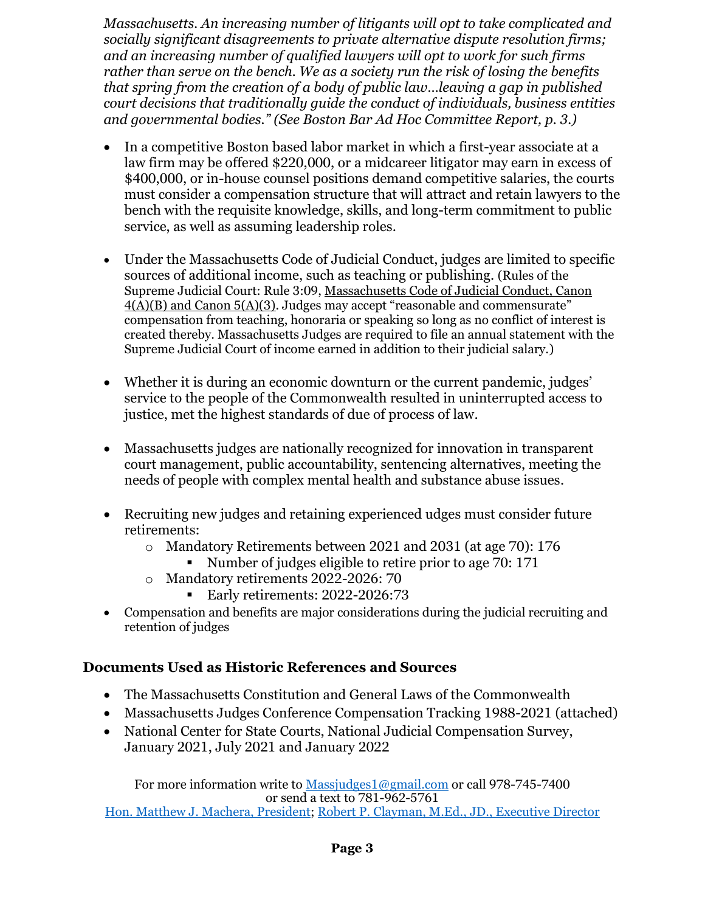*Massachusetts. An increasing number of litigants will opt to take complicated and socially significant disagreements to private alternative dispute resolution firms; and an increasing number of qualified lawyers will opt to work for such firms rather than serve on the bench. We as a society run the risk of losing the benefits that spring from the creation of a body of public law…leaving a gap in published court decisions that traditionally guide the conduct of individuals, business entities and governmental bodies." (See Boston Bar Ad Hoc Committee Report, p. 3.)*

- In a competitive Boston based labor market in which a first-year associate at a law firm may be offered $220,000, or a midcareer litigator may earn in excess of $400,000, or in-house counsel positions demand competitive salaries, the courts must consider a compensation structure that will attract and retain lawyers to the bench with the requisite knowledge, skills, and long-term commitment to public service, as well as assuming leadership roles.

- Under the Massachusetts Code of Judicial Conduct, judges are limited to specific sources of additional income, such as teaching or publishing. (Rules of the Supreme Judicial Court: Rule 3:09, Massachusetts Code of Judicial Conduct, Canon 4(A)(B) and Canon 5(A)(3). Judges may accept "reasonable and commensurate" compensation from teaching, honoraria or speaking so long as no conflict of interest is created thereby. Massachusetts Judges are required to file an annual statement with the Supreme Judicial Court of income earned in addition to their judicial salary.)

- Whether it is during an economic downturn or the current pandemic, judges' service to the people of the Commonwealth resulted in uninterrupted access to justice, met the highest standards of due of process of law.

- Massachusetts judges are nationally recognized for innovation in transparent court management, public accountability, sentencing alternatives, meeting the needs of people with complex mental health and substance abuse issues.

- Recruiting new judges and retaining experienced udges must consider future retirements:
  - Mandatory Retirements between 2021 and 2031 (at age 70): 176
    - Number of judges eligible to retire prior to age 70: 171
  - Mandatory retirements 2022-2026: 70
    - Early retirements: 2022-2026:73
- Compensation and benefits are major considerations during the judicial recruiting and retention of judges

## Documents Used as Historic References and Sources

- The Massachusetts Constitution and General Laws of the Commonwealth
- Massachusetts Judges Conference Compensation Tracking 1988-2021 (attached)
- National Center for State Courts, National Judicial Compensation Survey, January 2021, July 2021 and January 2022

For more information write to Massjudges1@gmail.com or call 978-745-7400
or send a text to 781-962-5761
Hon. Matthew J. Machera, President; Robert P. Clayman, M.Ed., JD., Executive Director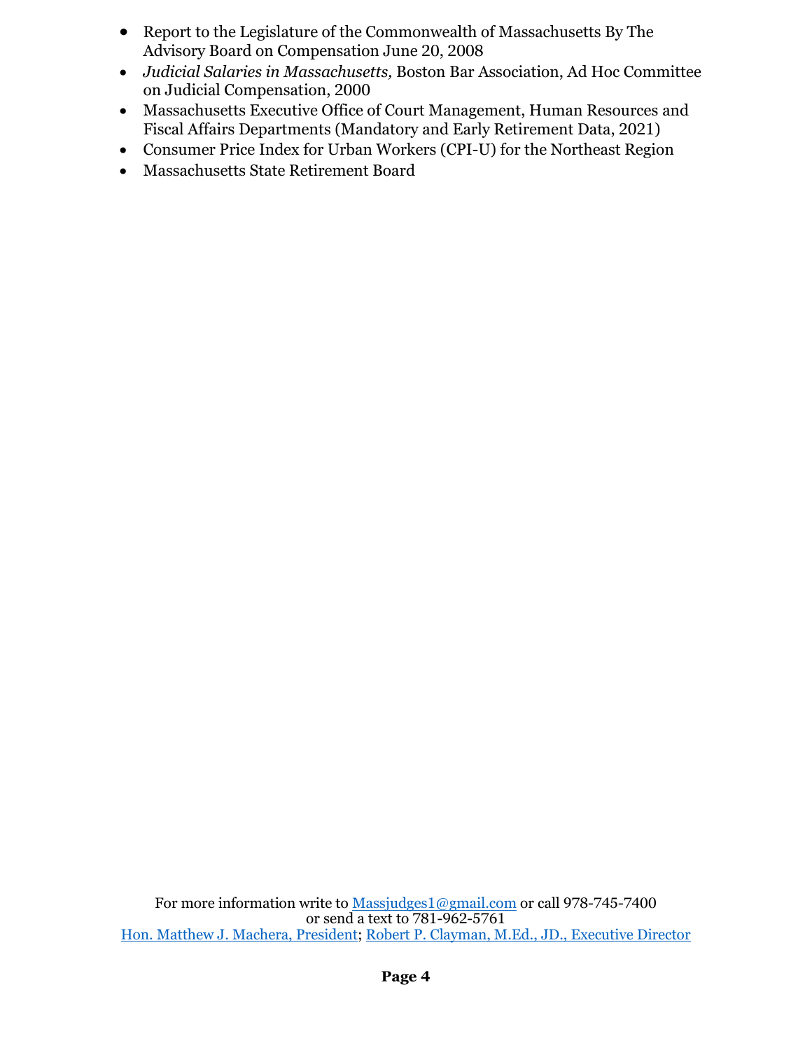- Report to the Legislature of the Commonwealth of Massachusetts By The Advisory Board on Compensation June 20, 2008
- *Judicial Salaries in Massachusetts,* Boston Bar Association, Ad Hoc Committee on Judicial Compensation, 2000
- Massachusetts Executive Office of Court Management, Human Resources and Fiscal Affairs Departments (Mandatory and Early Retirement Data, 2021)
- Consumer Price Index for Urban Workers (CPI-U) for the Northeast Region
- Massachusetts State Retirement Board

For more information write to Massjudges1@gmail.com or call 978-745-7400
or send a text to 781-962-5761
Hon. Matthew J. Machera, President; Robert P. Clayman, M.Ed., JD., Executive Director